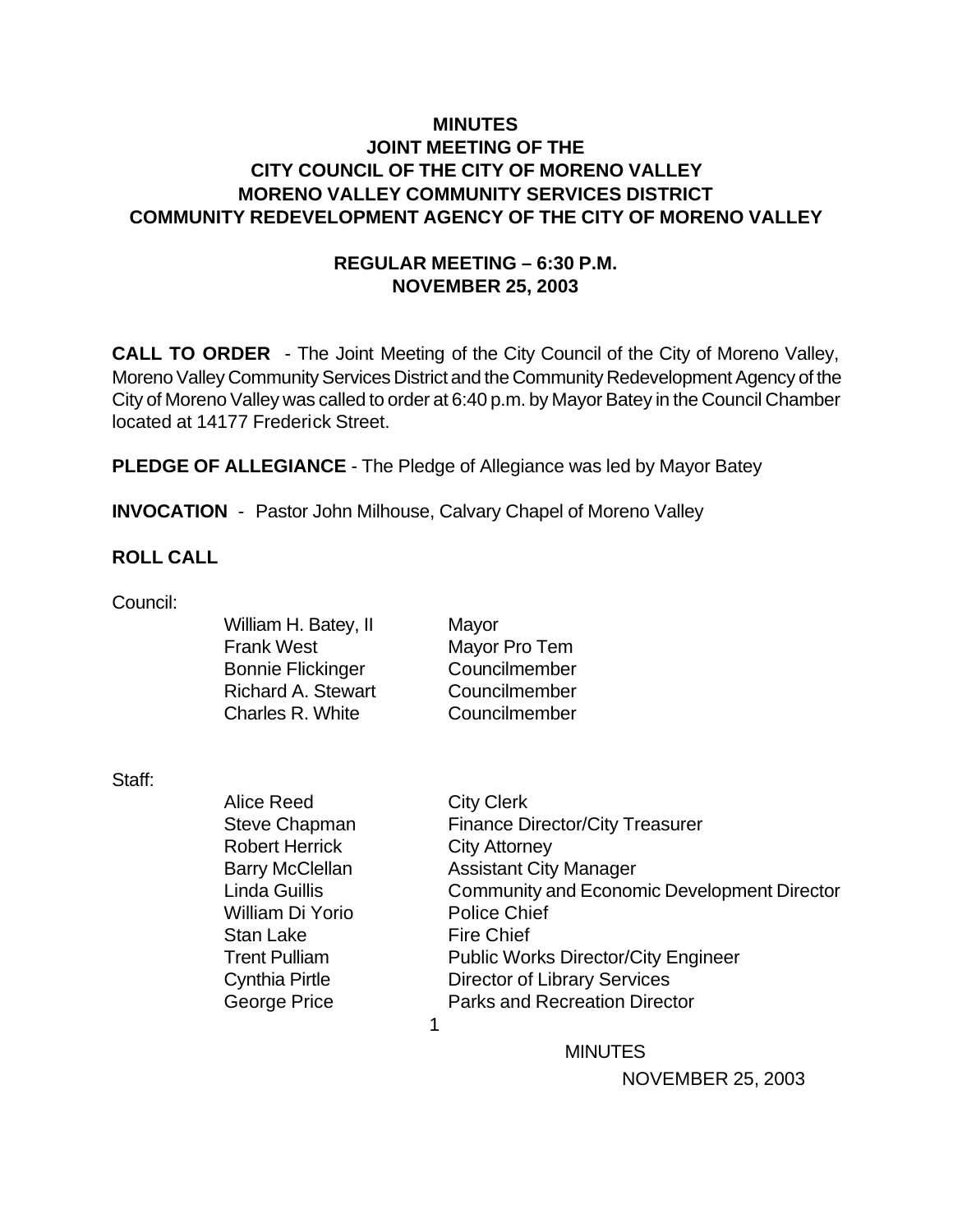# MINUTES
## JOINT MEETING OF THE
## CITY COUNCIL OF THE CITY OF MORENO VALLEY
## MORENO VALLEY COMMUNITY SERVICES DISTRICT
## COMMUNITY REDEVELOPMENT AGENCY OF THE CITY OF MORENO VALLEY

### REGULAR MEETING – 6:30 P.M.
### NOVEMBER 25, 2003

**CALL TO ORDER** - The Joint Meeting of the City Council of the City of Moreno Valley, Moreno Valley Community Services District and the Community Redevelopment Agency of the City of Moreno Valley was called to order at 6:40 p.m. by Mayor Batey in the Council Chamber located at 14177 Frederick Street.

**PLEDGE OF ALLEGIANCE** - The Pledge of Allegiance was led by Mayor Batey

**INVOCATION** - Pastor John Milhouse, Calvary Chapel of Moreno Valley

**ROLL CALL**

Council:

| | |
|---|---|
| William H. Batey, II | Mayor |
| Frank West | Mayor Pro Tem |
| Bonnie Flickinger | Councilmember |
| Richard A. Stewart | Councilmember |
| Charles R. White | Councilmember |

Staff:

| | |
|---|---|
| Alice Reed | City Clerk |
| Steve Chapman | Finance Director/City Treasurer |
| Robert Herrick | City Attorney |
| Barry McClellan | Assistant City Manager |
| Linda Guillis | Community and Economic Development Director |
| William Di Yorio | Police Chief |
| Stan Lake | Fire Chief |
| Trent Pulliam | Public Works Director/City Engineer |
| Cynthia Pirtle | Director of Library Services |
| George Price | Parks and Recreation Director |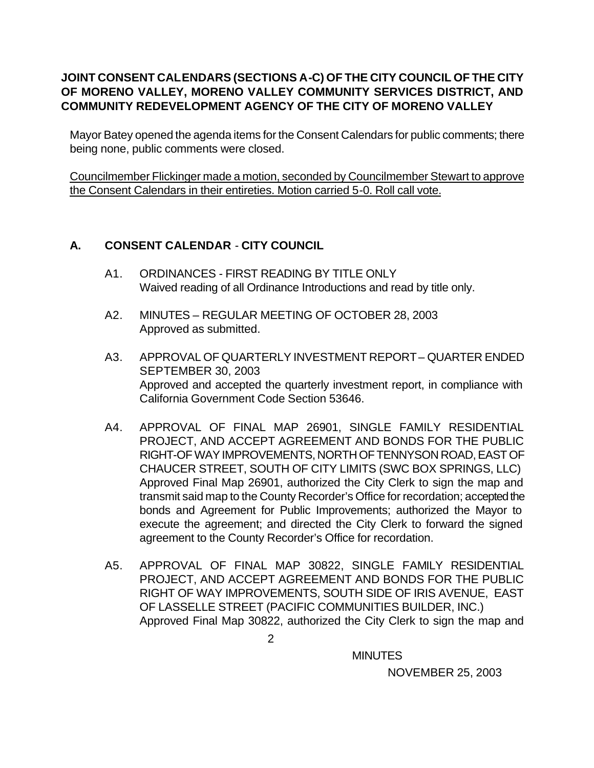**JOINT CONSENT CALENDARS (SECTIONS A-C) OF THE CITY COUNCIL OF THE CITY OF MORENO VALLEY, MORENO VALLEY COMMUNITY SERVICES DISTRICT, AND COMMUNITY REDEVELOPMENT AGENCY OF THE CITY OF MORENO VALLEY**

Mayor Batey opened the agenda items for the Consent Calendars for public comments; there being none, public comments were closed.

Councilmember Flickinger made a motion, seconded by Councilmember Stewart to approve the Consent Calendars in their entireties. Motion carried 5-0. Roll call vote.

## A. CONSENT CALENDAR - CITY COUNCIL

A1. ORDINANCES - FIRST READING BY TITLE ONLY
Waived reading of all Ordinance Introductions and read by title only.

A2. MINUTES – REGULAR MEETING OF OCTOBER 28, 2003
Approved as submitted.

A3. APPROVAL OF QUARTERLY INVESTMENT REPORT – QUARTER ENDED SEPTEMBER 30, 2003
Approved and accepted the quarterly investment report, in compliance with California Government Code Section 53646.

A4. APPROVAL OF FINAL MAP 26901, SINGLE FAMILY RESIDENTIAL PROJECT, AND ACCEPT AGREEMENT AND BONDS FOR THE PUBLIC RIGHT-OF WAY IMPROVEMENTS, NORTH OF TENNYSON ROAD, EAST OF CHAUCER STREET, SOUTH OF CITY LIMITS (SWC BOX SPRINGS, LLC)
Approved Final Map 26901, authorized the City Clerk to sign the map and transmit said map to the County Recorder's Office for recordation; accepted the bonds and Agreement for Public Improvements; authorized the Mayor to execute the agreement; and directed the City Clerk to forward the signed agreement to the County Recorder's Office for recordation.

A5. APPROVAL OF FINAL MAP 30822, SINGLE FAMILY RESIDENTIAL PROJECT, AND ACCEPT AGREEMENT AND BONDS FOR THE PUBLIC RIGHT OF WAY IMPROVEMENTS, SOUTH SIDE OF IRIS AVENUE, EAST OF LASSELLE STREET (PACIFIC COMMUNITIES BUILDER, INC.)
Approved Final Map 30822, authorized the City Clerk to sign the map and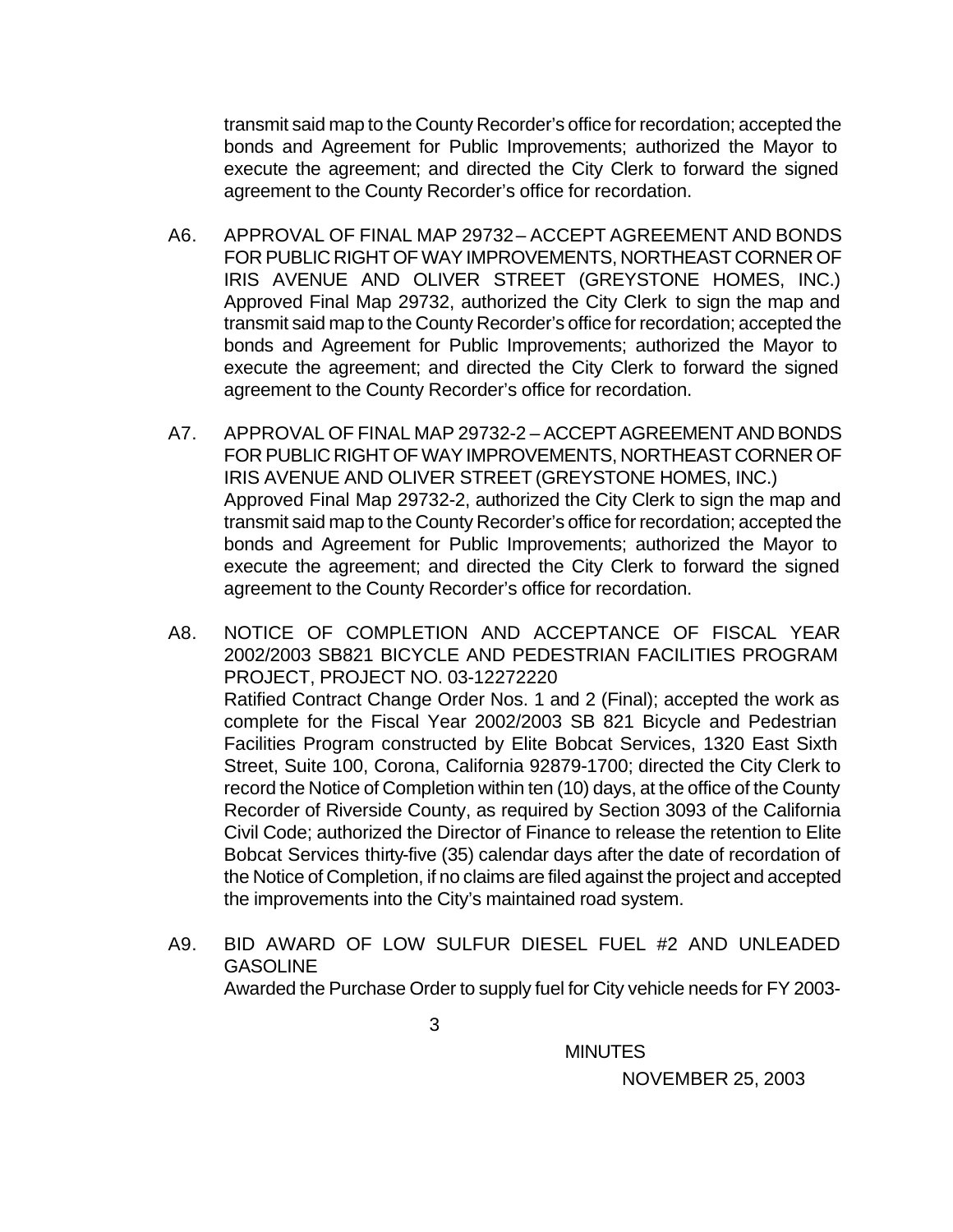transmit said map to the County Recorder's office for recordation; accepted the bonds and Agreement for Public Improvements; authorized the Mayor to execute the agreement; and directed the City Clerk to forward the signed agreement to the County Recorder's office for recordation.

A6. APPROVAL OF FINAL MAP 29732 – ACCEPT AGREEMENT AND BONDS FOR PUBLIC RIGHT OF WAY IMPROVEMENTS, NORTHEAST CORNER OF IRIS AVENUE AND OLIVER STREET (GREYSTONE HOMES, INC.)
Approved Final Map 29732, authorized the City Clerk to sign the map and transmit said map to the County Recorder's office for recordation; accepted the bonds and Agreement for Public Improvements; authorized the Mayor to execute the agreement; and directed the City Clerk to forward the signed agreement to the County Recorder's office for recordation.

A7. APPROVAL OF FINAL MAP 29732-2 – ACCEPT AGREEMENT AND BONDS FOR PUBLIC RIGHT OF WAY IMPROVEMENTS, NORTHEAST CORNER OF IRIS AVENUE AND OLIVER STREET (GREYSTONE HOMES, INC.)
Approved Final Map 29732-2, authorized the City Clerk to sign the map and transmit said map to the County Recorder's office for recordation; accepted the bonds and Agreement for Public Improvements; authorized the Mayor to execute the agreement; and directed the City Clerk to forward the signed agreement to the County Recorder's office for recordation.

A8. NOTICE OF COMPLETION AND ACCEPTANCE OF FISCAL YEAR 2002/2003 SB821 BICYCLE AND PEDESTRIAN FACILITIES PROGRAM PROJECT, PROJECT NO. 03-12272220
Ratified Contract Change Order Nos. 1 and 2 (Final); accepted the work as complete for the Fiscal Year 2002/2003 SB 821 Bicycle and Pedestrian Facilities Program constructed by Elite Bobcat Services, 1320 East Sixth Street, Suite 100, Corona, California 92879-1700; directed the City Clerk to record the Notice of Completion within ten (10) days, at the office of the County Recorder of Riverside County, as required by Section 3093 of the California Civil Code; authorized the Director of Finance to release the retention to Elite Bobcat Services thirty-five (35) calendar days after the date of recordation of the Notice of Completion, if no claims are filed against the project and accepted the improvements into the City's maintained road system.

A9. BID AWARD OF LOW SULFUR DIESEL FUEL #2 AND UNLEADED GASOLINE
Awarded the Purchase Order to supply fuel for City vehicle needs for FY 2003-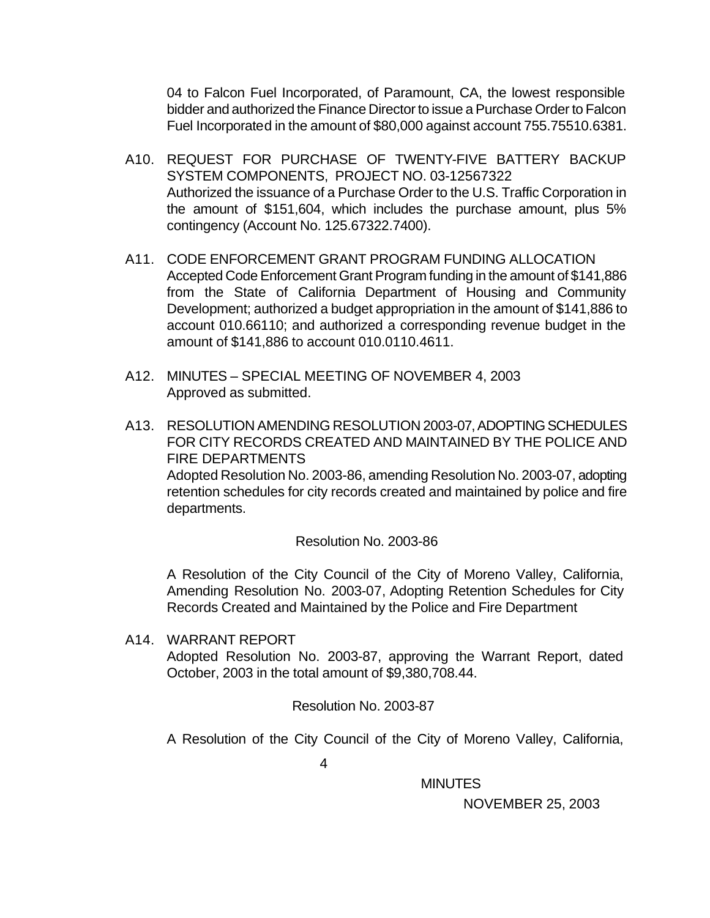04 to Falcon Fuel Incorporated, of Paramount, CA, the lowest responsible bidder and authorized the Finance Director to issue a Purchase Order to Falcon Fuel Incorporated in the amount of $80,000 against account 755.75510.6381.

A10. REQUEST FOR PURCHASE OF TWENTY-FIVE BATTERY BACKUP SYSTEM COMPONENTS, PROJECT NO. 03-12567322
Authorized the issuance of a Purchase Order to the U.S. Traffic Corporation in the amount of $151,604, which includes the purchase amount, plus 5% contingency (Account No. 125.67322.7400).

A11. CODE ENFORCEMENT GRANT PROGRAM FUNDING ALLOCATION
Accepted Code Enforcement Grant Program funding in the amount of $141,886 from the State of California Department of Housing and Community Development; authorized a budget appropriation in the amount of $141,886 to account 010.66110; and authorized a corresponding revenue budget in the amount of $141,886 to account 010.0110.4611.

A12. MINUTES – SPECIAL MEETING OF NOVEMBER 4, 2003
Approved as submitted.

A13. RESOLUTION AMENDING RESOLUTION 2003-07, ADOPTING SCHEDULES FOR CITY RECORDS CREATED AND MAINTAINED BY THE POLICE AND FIRE DEPARTMENTS
Adopted Resolution No. 2003-86, amending Resolution No. 2003-07, adopting retention schedules for city records created and maintained by police and fire departments.

Resolution No. 2003-86

A Resolution of the City Council of the City of Moreno Valley, California, Amending Resolution No. 2003-07, Adopting Retention Schedules for City Records Created and Maintained by the Police and Fire Department

A14. WARRANT REPORT
Adopted Resolution No. 2003-87, approving the Warrant Report, dated October, 2003 in the total amount of $9,380,708.44.

Resolution No. 2003-87

A Resolution of the City Council of the City of Moreno Valley, California,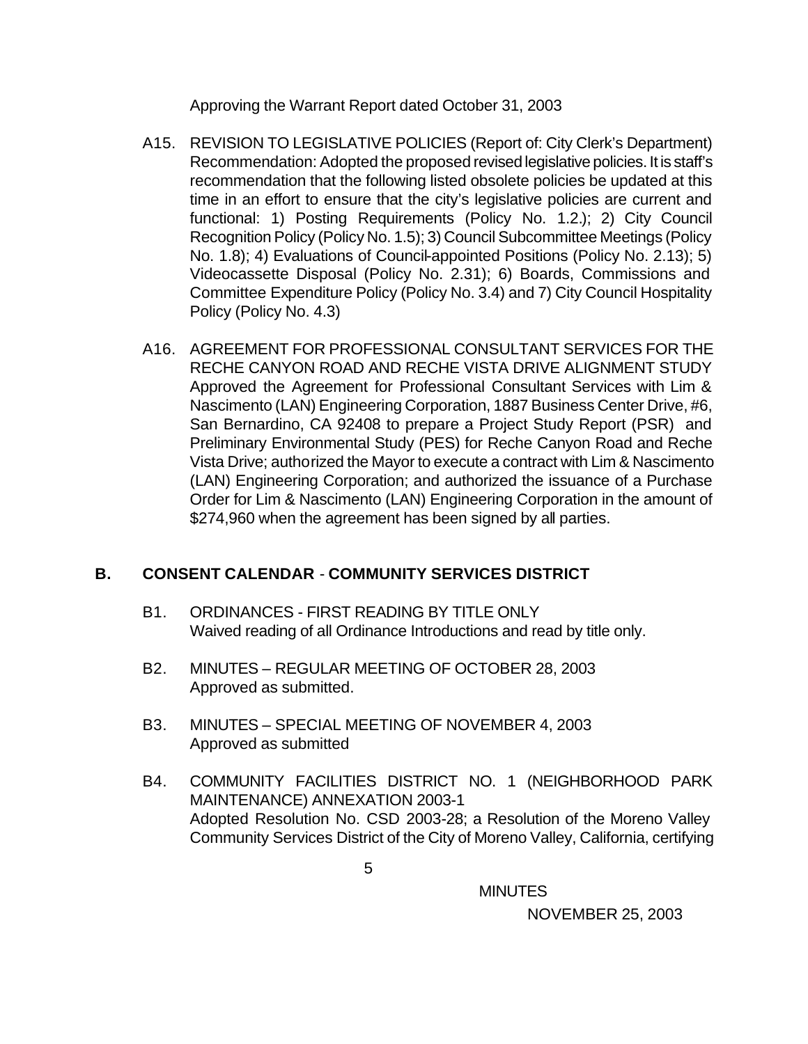Approving the Warrant Report dated October 31, 2003

A15. REVISION TO LEGISLATIVE POLICIES (Report of: City Clerk's Department) Recommendation: Adopted the proposed revised legislative policies. It is staff's recommendation that the following listed obsolete policies be updated at this time in an effort to ensure that the city's legislative policies are current and functional: 1) Posting Requirements (Policy No. 1.2.); 2) City Council Recognition Policy (Policy No. 1.5); 3) Council Subcommittee Meetings (Policy No. 1.8); 4) Evaluations of Council-appointed Positions (Policy No. 2.13); 5) Videocassette Disposal (Policy No. 2.31); 6) Boards, Commissions and Committee Expenditure Policy (Policy No. 3.4) and 7) City Council Hospitality Policy (Policy No. 4.3)

A16. AGREEMENT FOR PROFESSIONAL CONSULTANT SERVICES FOR THE RECHE CANYON ROAD AND RECHE VISTA DRIVE ALIGNMENT STUDY Approved the Agreement for Professional Consultant Services with Lim & Nascimento (LAN) Engineering Corporation, 1887 Business Center Drive, #6, San Bernardino, CA 92408 to prepare a Project Study Report (PSR) and Preliminary Environmental Study (PES) for Reche Canyon Road and Reche Vista Drive; authorized the Mayor to execute a contract with Lim & Nascimento (LAN) Engineering Corporation; and authorized the issuance of a Purchase Order for Lim & Nascimento (LAN) Engineering Corporation in the amount of $274,960 when the agreement has been signed by all parties.

## B. CONSENT CALENDAR - COMMUNITY SERVICES DISTRICT

B1. ORDINANCES - FIRST READING BY TITLE ONLY
Waived reading of all Ordinance Introductions and read by title only.

B2. MINUTES – REGULAR MEETING OF OCTOBER 28, 2003
Approved as submitted.

B3. MINUTES – SPECIAL MEETING OF NOVEMBER 4, 2003
Approved as submitted

B4. COMMUNITY FACILITIES DISTRICT NO. 1 (NEIGHBORHOOD PARK MAINTENANCE) ANNEXATION 2003-1
Adopted Resolution No. CSD 2003-28; a Resolution of the Moreno Valley Community Services District of the City of Moreno Valley, California, certifying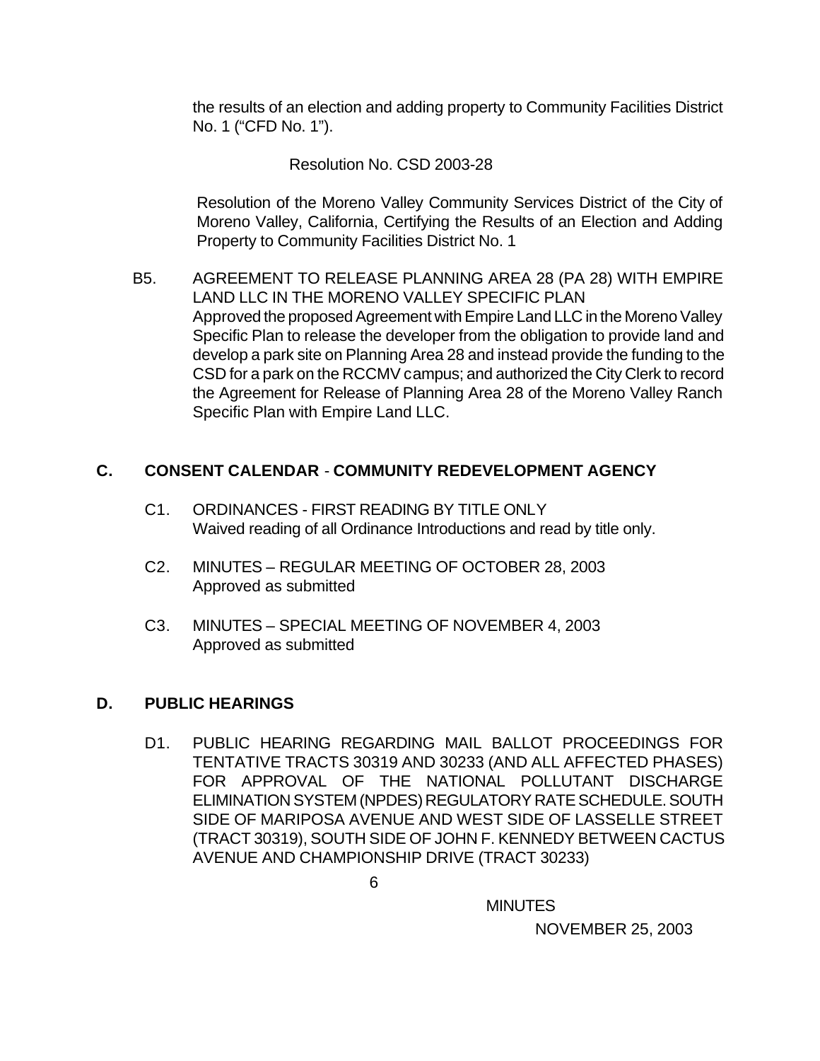the results of an election and adding property to Community Facilities District No. 1 ("CFD No. 1").

Resolution No. CSD 2003-28

Resolution of the Moreno Valley Community Services District of the City of Moreno Valley, California, Certifying the Results of an Election and Adding Property to Community Facilities District No. 1

B5. AGREEMENT TO RELEASE PLANNING AREA 28 (PA 28) WITH EMPIRE LAND LLC IN THE MORENO VALLEY SPECIFIC PLAN
Approved the proposed Agreement with Empire Land LLC in the Moreno Valley Specific Plan to release the developer from the obligation to provide land and develop a park site on Planning Area 28 and instead provide the funding to the CSD for a park on the RCCMV campus; and authorized the City Clerk to record the Agreement for Release of Planning Area 28 of the Moreno Valley Ranch Specific Plan with Empire Land LLC.

## C. CONSENT CALENDAR - COMMUNITY REDEVELOPMENT AGENCY

C1. ORDINANCES - FIRST READING BY TITLE ONLY
Waived reading of all Ordinance Introductions and read by title only.

C2. MINUTES – REGULAR MEETING OF OCTOBER 28, 2003
Approved as submitted

C3. MINUTES – SPECIAL MEETING OF NOVEMBER 4, 2003
Approved as submitted

## D. PUBLIC HEARINGS

D1. PUBLIC HEARING REGARDING MAIL BALLOT PROCEEDINGS FOR TENTATIVE TRACTS 30319 AND 30233 (AND ALL AFFECTED PHASES) FOR APPROVAL OF THE NATIONAL POLLUTANT DISCHARGE ELIMINATION SYSTEM (NPDES) REGULATORY RATE SCHEDULE. SOUTH SIDE OF MARIPOSA AVENUE AND WEST SIDE OF LASSELLE STREET (TRACT 30319), SOUTH SIDE OF JOHN F. KENNEDY BETWEEN CACTUS AVENUE AND CHAMPIONSHIP DRIVE (TRACT 30233)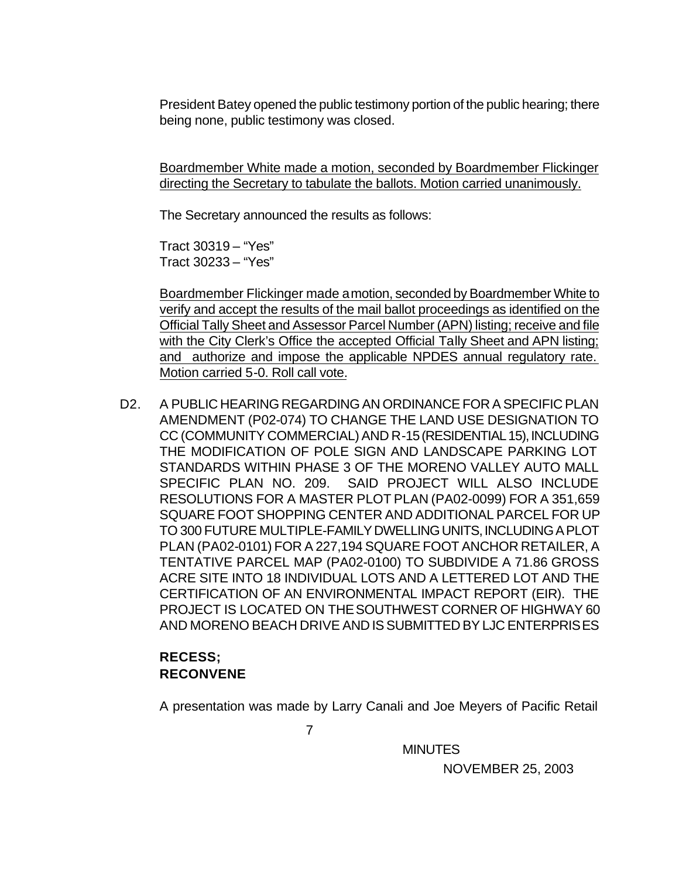President Batey opened the public testimony portion of the public hearing; there being none, public testimony was closed.

<u>Boardmember White made a motion, seconded by Boardmember Flickinger directing the Secretary to tabulate the ballots. Motion carried unanimously.</u>

The Secretary announced the results as follows:

Tract 30319 – "Yes"
Tract 30233 – "Yes"

<u>Boardmember Flickinger made a motion, seconded by Boardmember White to verify and accept the results of the mail ballot proceedings as identified on the Official Tally Sheet and Assessor Parcel Number (APN) listing; receive and file with the City Clerk's Office the accepted Official Tally Sheet and APN listing; and authorize and impose the applicable NPDES annual regulatory rate. Motion carried 5-0. Roll call vote.</u>

D2. A PUBLIC HEARING REGARDING AN ORDINANCE FOR A SPECIFIC PLAN AMENDMENT (P02-074) TO CHANGE THE LAND USE DESIGNATION TO CC (COMMUNITY COMMERCIAL) AND R-15 (RESIDENTIAL 15), INCLUDING THE MODIFICATION OF POLE SIGN AND LANDSCAPE PARKING LOT STANDARDS WITHIN PHASE 3 OF THE MORENO VALLEY AUTO MALL SPECIFIC PLAN NO. 209. SAID PROJECT WILL ALSO INCLUDE RESOLUTIONS FOR A MASTER PLOT PLAN (PA02-0099) FOR A 351,659 SQUARE FOOT SHOPPING CENTER AND ADDITIONAL PARCEL FOR UP TO 300 FUTURE MULTIPLE-FAMILY DWELLING UNITS, INCLUDING A PLOT PLAN (PA02-0101) FOR A 227,194 SQUARE FOOT ANCHOR RETAILER, A TENTATIVE PARCEL MAP (PA02-0100) TO SUBDIVIDE A 71.86 GROSS ACRE SITE INTO 18 INDIVIDUAL LOTS AND A LETTERED LOT AND THE CERTIFICATION OF AN ENVIRONMENTAL IMPACT REPORT (EIR). THE PROJECT IS LOCATED ON THE SOUTHWEST CORNER OF HIGHWAY 60 AND MORENO BEACH DRIVE AND IS SUBMITTED BY LJC ENTERPRISES

**RECESS;**
**RECONVENE**

A presentation was made by Larry Canali and Joe Meyers of Pacific Retail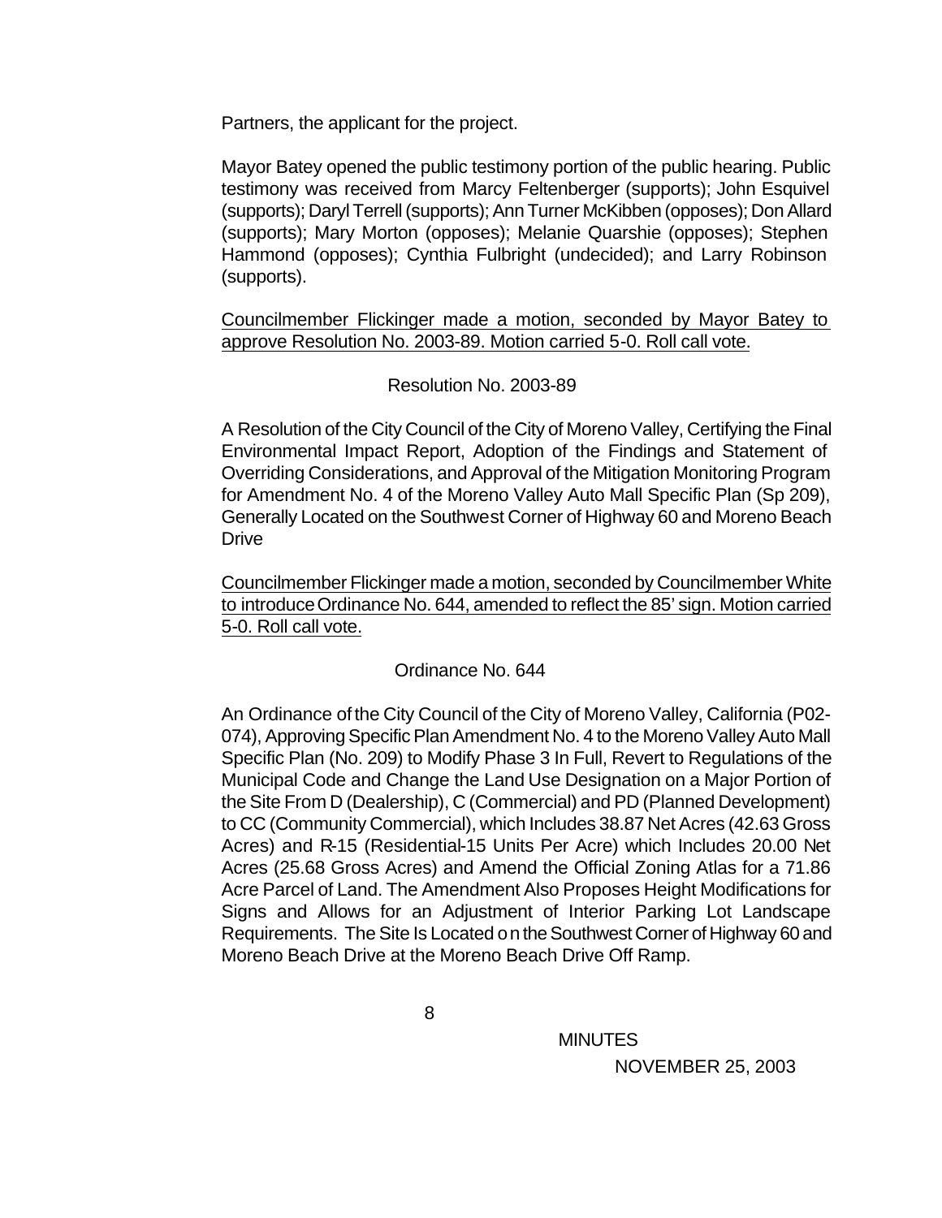Partners, the applicant for the project.

Mayor Batey opened the public testimony portion of the public hearing. Public testimony was received from Marcy Feltenberger (supports); John Esquivel (supports); Daryl Terrell (supports); Ann Turner McKibben (opposes); Don Allard (supports); Mary Morton (opposes); Melanie Quarshie (opposes); Stephen Hammond (opposes); Cynthia Fulbright (undecided); and Larry Robinson (supports).

<u>Councilmember Flickinger made a motion, seconded by Mayor Batey to approve Resolution No. 2003-89. Motion carried 5-0. Roll call vote.</u>

Resolution No. 2003-89

A Resolution of the City Council of the City of Moreno Valley, Certifying the Final Environmental Impact Report, Adoption of the Findings and Statement of Overriding Considerations, and Approval of the Mitigation Monitoring Program for Amendment No. 4 of the Moreno Valley Auto Mall Specific Plan (Sp 209), Generally Located on the Southwest Corner of Highway 60 and Moreno Beach Drive

<u>Councilmember Flickinger made a motion, seconded by Councilmember White to introduce Ordinance No. 644, amended to reflect the 85' sign. Motion carried 5-0. Roll call vote.</u>

Ordinance No. 644

An Ordinance of the City Council of the City of Moreno Valley, California (P02-074), Approving Specific Plan Amendment No. 4 to the Moreno Valley Auto Mall Specific Plan (No. 209) to Modify Phase 3 In Full, Revert to Regulations of the Municipal Code and Change the Land Use Designation on a Major Portion of the Site From D (Dealership), C (Commercial) and PD (Planned Development) to CC (Community Commercial), which Includes 38.87 Net Acres (42.63 Gross Acres) and R-15 (Residential-15 Units Per Acre) which Includes 20.00 Net Acres (25.68 Gross Acres) and Amend the Official Zoning Atlas for a 71.86 Acre Parcel of Land. The Amendment Also Proposes Height Modifications for Signs and Allows for an Adjustment of Interior Parking Lot Landscape Requirements. The Site Is Located on the Southwest Corner of Highway 60 and Moreno Beach Drive at the Moreno Beach Drive Off Ramp.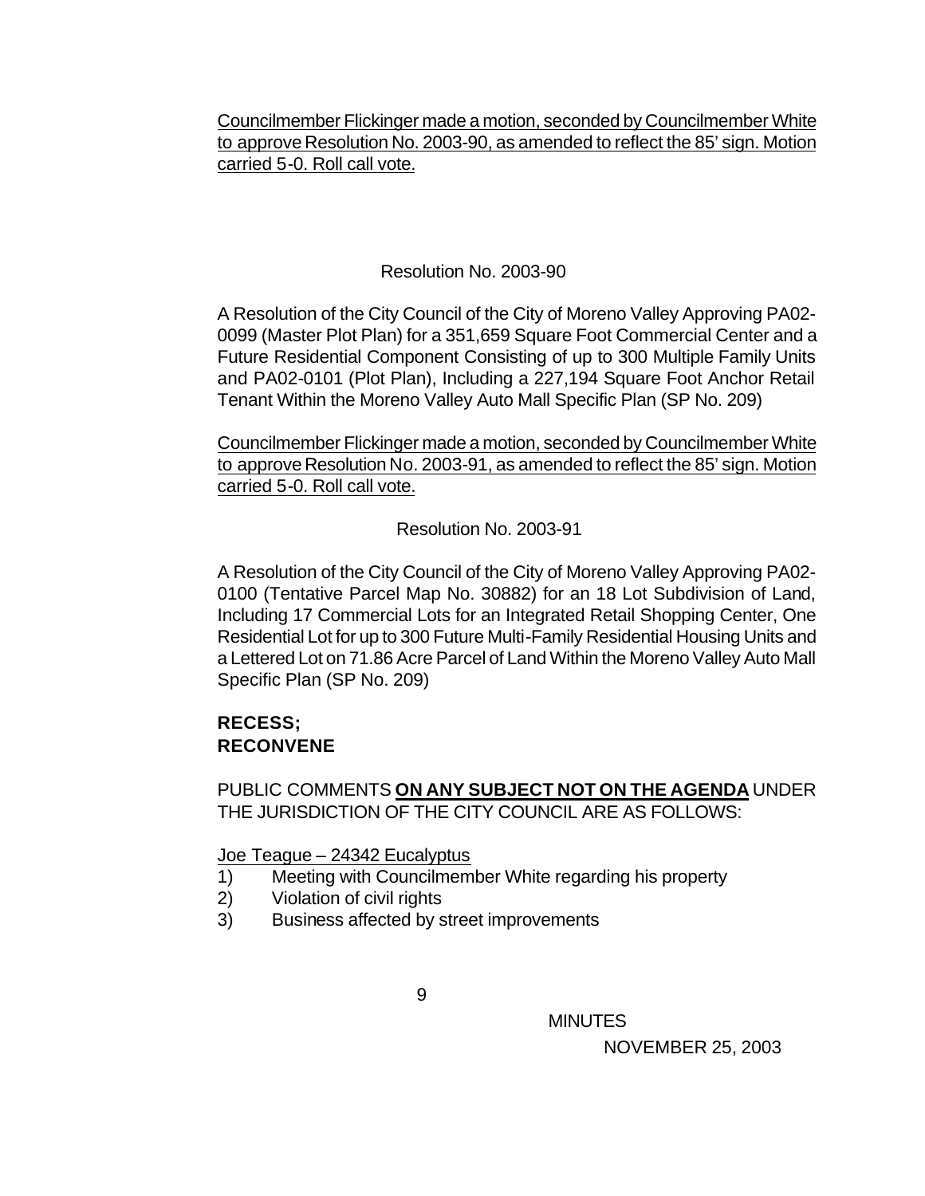Councilmember Flickinger made a motion, seconded by Councilmember White to approve Resolution No. 2003-90, as amended to reflect the 85' sign. Motion carried 5-0. Roll call vote.

Resolution No. 2003-90

A Resolution of the City Council of the City of Moreno Valley Approving PA02-0099 (Master Plot Plan) for a 351,659 Square Foot Commercial Center and a Future Residential Component Consisting of up to 300 Multiple Family Units and PA02-0101 (Plot Plan), Including a 227,194 Square Foot Anchor Retail Tenant Within the Moreno Valley Auto Mall Specific Plan (SP No. 209)

Councilmember Flickinger made a motion, seconded by Councilmember White to approve Resolution No. 2003-91, as amended to reflect the 85' sign. Motion carried 5-0. Roll call vote.

Resolution No. 2003-91

A Resolution of the City Council of the City of Moreno Valley Approving PA02-0100 (Tentative Parcel Map No. 30882) for an 18 Lot Subdivision of Land, Including 17 Commercial Lots for an Integrated Retail Shopping Center, One Residential Lot for up to 300 Future Multi-Family Residential Housing Units and a Lettered Lot on 71.86 Acre Parcel of Land Within the Moreno Valley Auto Mall Specific Plan (SP No. 209)

**RECESS;**
**RECONVENE**

PUBLIC COMMENTS **ON ANY SUBJECT NOT ON THE AGENDA** UNDER THE JURISDICTION OF THE CITY COUNCIL ARE AS FOLLOWS:

Joe Teague – 24342 Eucalyptus

1) Meeting with Councilmember White regarding his property
2) Violation of civil rights
3) Business affected by street improvements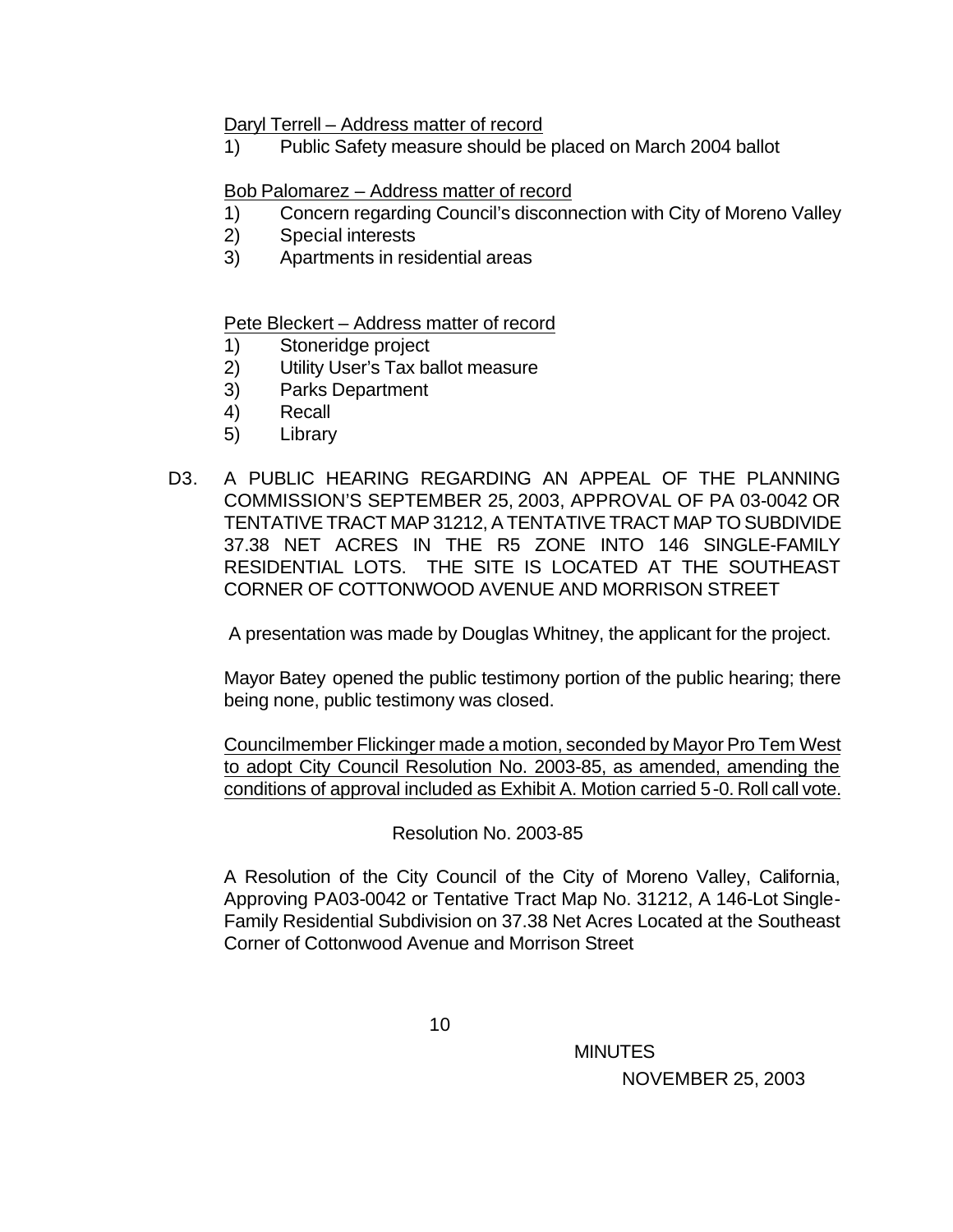<u>Daryl Terrell – Address matter of record</u>

1) Public Safety measure should be placed on March 2004 ballot

<u>Bob Palomarez – Address matter of record</u>

1) Concern regarding Council's disconnection with City of Moreno Valley
2) Special interests
3) Apartments in residential areas

<u>Pete Bleckert – Address matter of record</u>

1) Stoneridge project
2) Utility User's Tax ballot measure
3) Parks Department
4) Recall
5) Library

D3. A PUBLIC HEARING REGARDING AN APPEAL OF THE PLANNING COMMISSION'S SEPTEMBER 25, 2003, APPROVAL OF PA 03-0042 OR TENTATIVE TRACT MAP 31212, A TENTATIVE TRACT MAP TO SUBDIVIDE 37.38 NET ACRES IN THE R5 ZONE INTO 146 SINGLE-FAMILY RESIDENTIAL LOTS. THE SITE IS LOCATED AT THE SOUTHEAST CORNER OF COTTONWOOD AVENUE AND MORRISON STREET

A presentation was made by Douglas Whitney, the applicant for the project.

Mayor Batey opened the public testimony portion of the public hearing; there being none, public testimony was closed.

<u>Councilmember Flickinger made a motion, seconded by Mayor Pro Tem West to adopt City Council Resolution No. 2003-85, as amended, amending the conditions of approval included as Exhibit A. Motion carried 5-0. Roll call vote.</u>

Resolution No. 2003-85

A Resolution of the City Council of the City of Moreno Valley, California, Approving PA03-0042 or Tentative Tract Map No. 31212, A 146-Lot Single-Family Residential Subdivision on 37.38 Net Acres Located at the Southeast Corner of Cottonwood Avenue and Morrison Street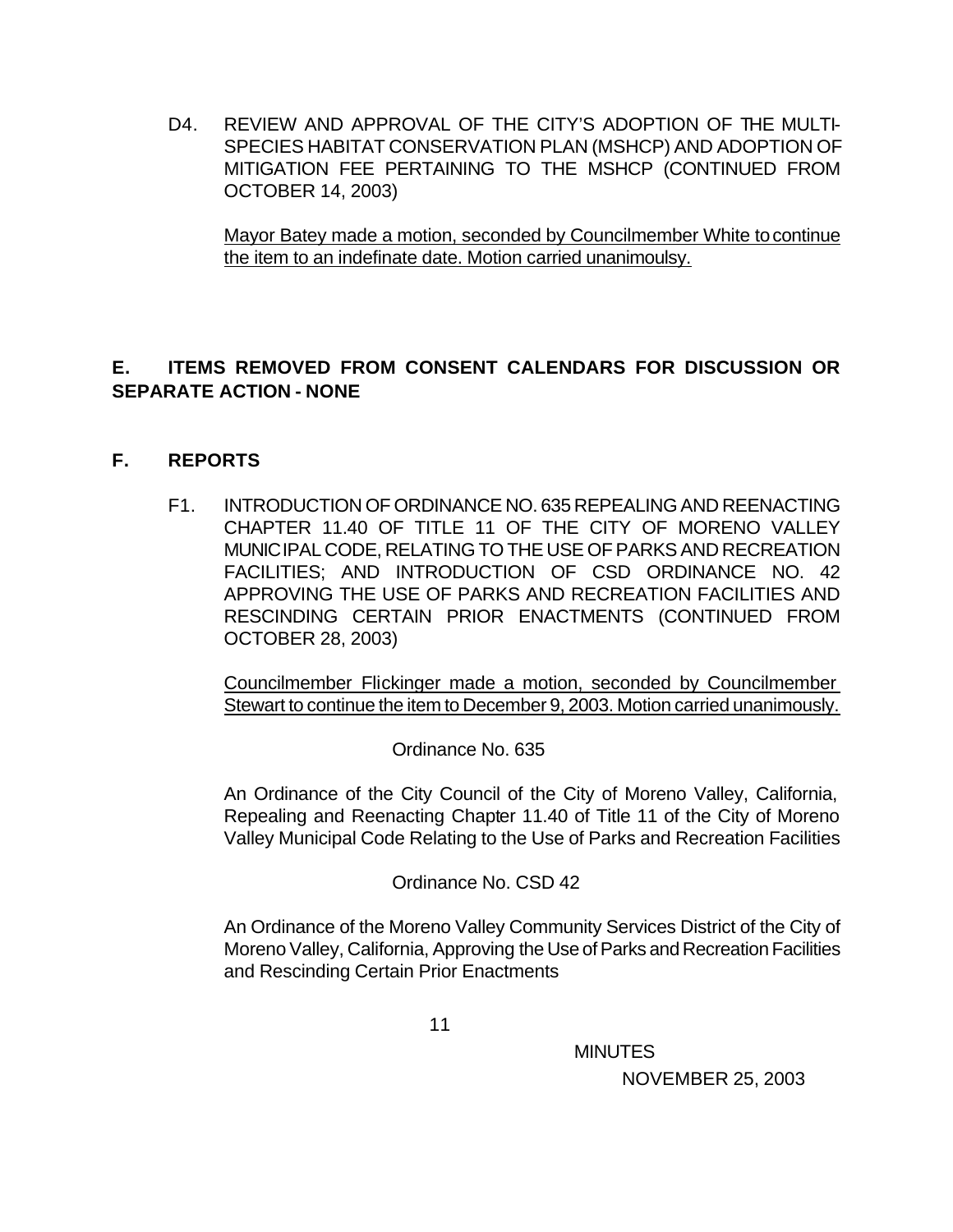D4. REVIEW AND APPROVAL OF THE CITY'S ADOPTION OF THE MULTI-SPECIES HABITAT CONSERVATION PLAN (MSHCP) AND ADOPTION OF MITIGATION FEE PERTAINING TO THE MSHCP (CONTINUED FROM OCTOBER 14, 2003)

<u>Mayor Batey made a motion, seconded by Councilmember White to continue the item to an indefinate date. Motion carried unanimoulsy.</u>

## E. ITEMS REMOVED FROM CONSENT CALENDARS FOR DISCUSSION OR SEPARATE ACTION - NONE

## F. REPORTS

F1. INTRODUCTION OF ORDINANCE NO. 635 REPEALING AND REENACTING CHAPTER 11.40 OF TITLE 11 OF THE CITY OF MORENO VALLEY MUNICIPAL CODE, RELATING TO THE USE OF PARKS AND RECREATION FACILITIES; AND INTRODUCTION OF CSD ORDINANCE NO. 42 APPROVING THE USE OF PARKS AND RECREATION FACILITIES AND RESCINDING CERTAIN PRIOR ENACTMENTS (CONTINUED FROM OCTOBER 28, 2003)

<u>Councilmember Flickinger made a motion, seconded by Councilmember Stewart to continue the item to December 9, 2003. Motion carried unanimously.</u>

Ordinance No. 635

An Ordinance of the City Council of the City of Moreno Valley, California, Repealing and Reenacting Chapter 11.40 of Title 11 of the City of Moreno Valley Municipal Code Relating to the Use of Parks and Recreation Facilities

Ordinance No. CSD 42

An Ordinance of the Moreno Valley Community Services District of the City of Moreno Valley, California, Approving the Use of Parks and Recreation Facilities and Rescinding Certain Prior Enactments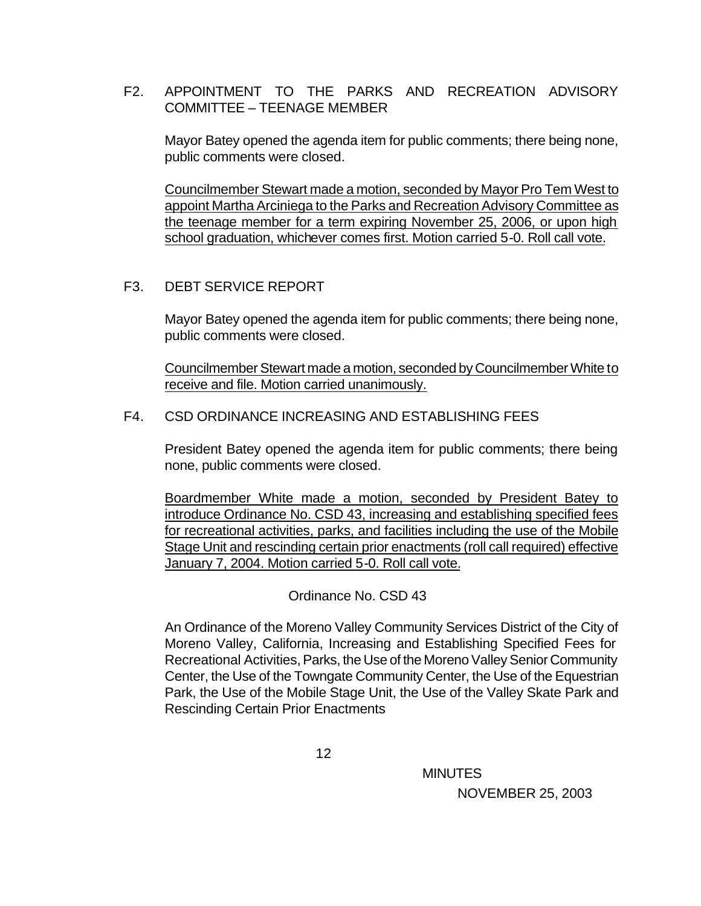F2. APPOINTMENT TO THE PARKS AND RECREATION ADVISORY COMMITTEE – TEENAGE MEMBER

Mayor Batey opened the agenda item for public comments; there being none, public comments were closed.

Councilmember Stewart made a motion, seconded by Mayor Pro Tem West to appoint Martha Arciniega to the Parks and Recreation Advisory Committee as the teenage member for a term expiring November 25, 2006, or upon high school graduation, whichever comes first. Motion carried 5-0. Roll call vote.

F3. DEBT SERVICE REPORT

Mayor Batey opened the agenda item for public comments; there being none, public comments were closed.

Councilmember Stewart made a motion, seconded by Councilmember White to receive and file. Motion carried unanimously.

F4. CSD ORDINANCE INCREASING AND ESTABLISHING FEES

President Batey opened the agenda item for public comments; there being none, public comments were closed.

Boardmember White made a motion, seconded by President Batey to introduce Ordinance No. CSD 43, increasing and establishing specified fees for recreational activities, parks, and facilities including the use of the Mobile Stage Unit and rescinding certain prior enactments (roll call required) effective January 7, 2004. Motion carried 5-0. Roll call vote.

Ordinance No. CSD 43

An Ordinance of the Moreno Valley Community Services District of the City of Moreno Valley, California, Increasing and Establishing Specified Fees for Recreational Activities, Parks, the Use of the Moreno Valley Senior Community Center, the Use of the Towngate Community Center, the Use of the Equestrian Park, the Use of the Mobile Stage Unit, the Use of the Valley Skate Park and Rescinding Certain Prior Enactments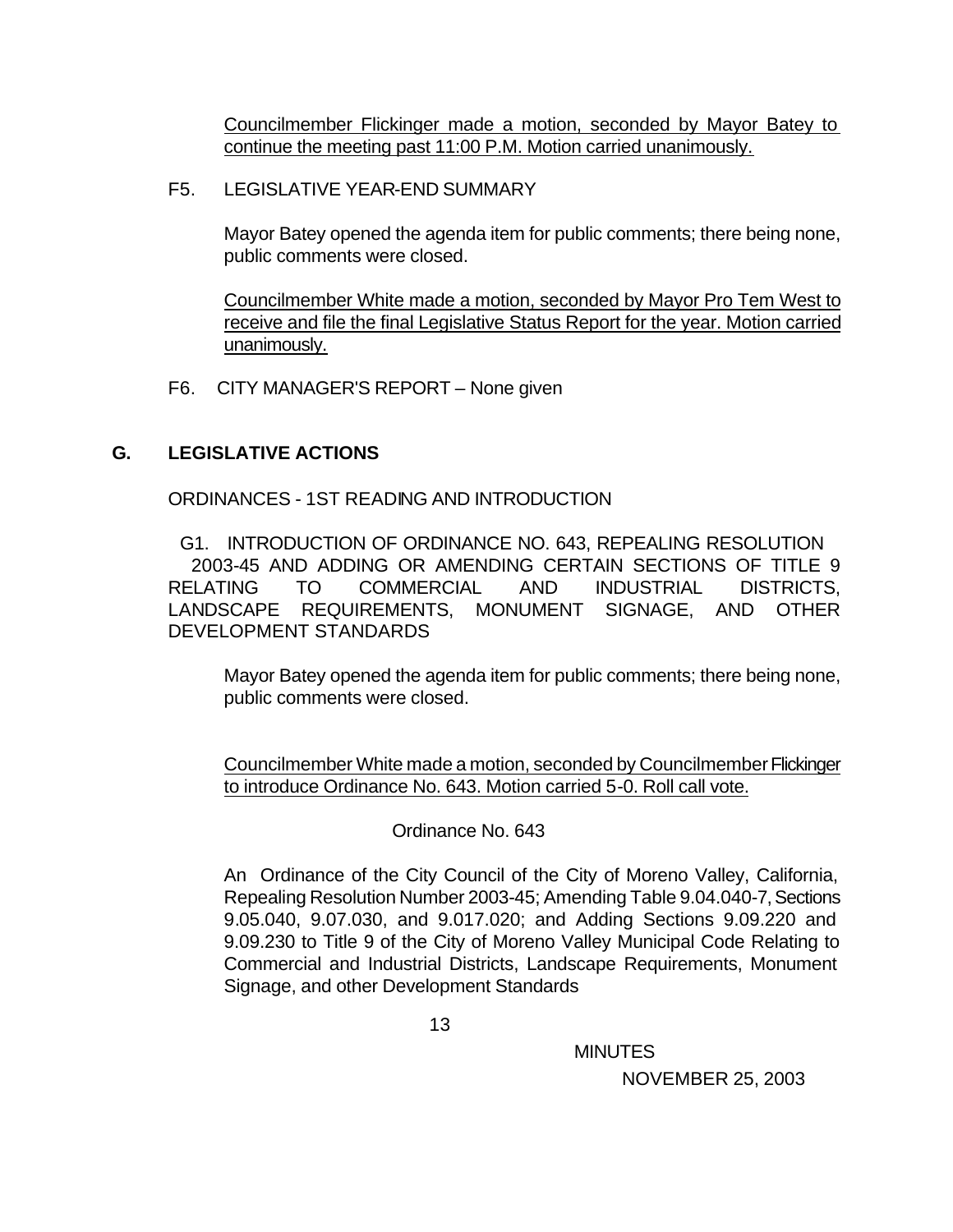Councilmember Flickinger made a motion, seconded by Mayor Batey to continue the meeting past 11:00 P.M. Motion carried unanimously.

F5. LEGISLATIVE YEAR-END SUMMARY

Mayor Batey opened the agenda item for public comments; there being none, public comments were closed.

Councilmember White made a motion, seconded by Mayor Pro Tem West to receive and file the final Legislative Status Report for the year. Motion carried unanimously.

F6. CITY MANAGER'S REPORT – None given

## G. LEGISLATIVE ACTIONS

ORDINANCES - 1ST READING AND INTRODUCTION

G1. INTRODUCTION OF ORDINANCE NO. 643, REPEALING RESOLUTION 2003-45 AND ADDING OR AMENDING CERTAIN SECTIONS OF TITLE 9 RELATING TO COMMERCIAL AND INDUSTRIAL DISTRICTS, LANDSCAPE REQUIREMENTS, MONUMENT SIGNAGE, AND OTHER DEVELOPMENT STANDARDS

Mayor Batey opened the agenda item for public comments; there being none, public comments were closed.

Councilmember White made a motion, seconded by Councilmember Flickinger to introduce Ordinance No. 643. Motion carried 5-0. Roll call vote.

Ordinance No. 643

An Ordinance of the City Council of the City of Moreno Valley, California, Repealing Resolution Number 2003-45; Amending Table 9.04.040-7, Sections 9.05.040, 9.07.030, and 9.017.020; and Adding Sections 9.09.220 and 9.09.230 to Title 9 of the City of Moreno Valley Municipal Code Relating to Commercial and Industrial Districts, Landscape Requirements, Monument Signage, and other Development Standards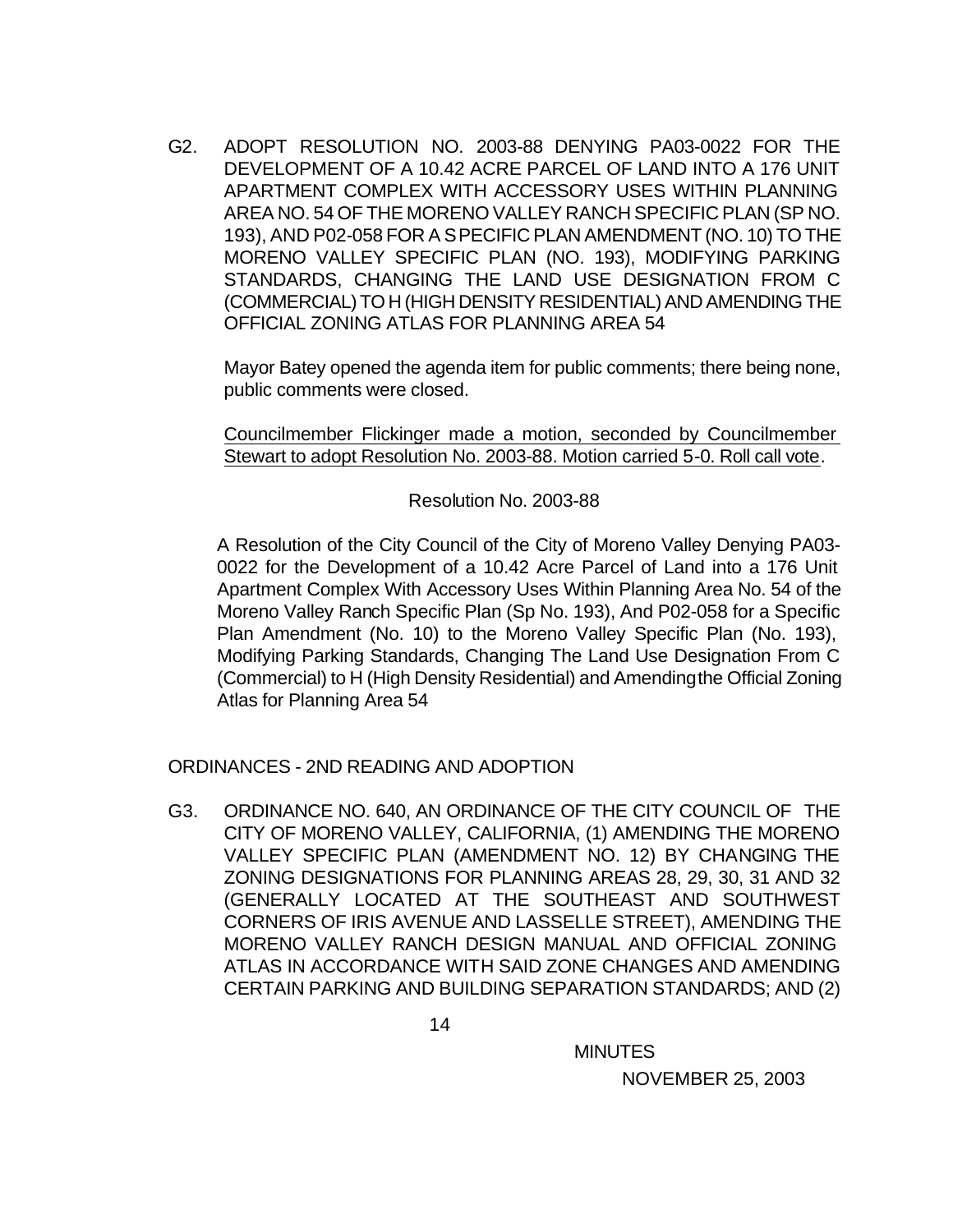G2. ADOPT RESOLUTION NO. 2003-88 DENYING PA03-0022 FOR THE DEVELOPMENT OF A 10.42 ACRE PARCEL OF LAND INTO A 176 UNIT APARTMENT COMPLEX WITH ACCESSORY USES WITHIN PLANNING AREA NO. 54 OF THE MORENO VALLEY RANCH SPECIFIC PLAN (SP NO. 193), AND P02-058 FOR A SPECIFIC PLAN AMENDMENT (NO. 10) TO THE MORENO VALLEY SPECIFIC PLAN (NO. 193), MODIFYING PARKING STANDARDS, CHANGING THE LAND USE DESIGNATION FROM C (COMMERCIAL) TO H (HIGH DENSITY RESIDENTIAL) AND AMENDING THE OFFICIAL ZONING ATLAS FOR PLANNING AREA 54

Mayor Batey opened the agenda item for public comments; there being none, public comments were closed.

Councilmember Flickinger made a motion, seconded by Councilmember Stewart to adopt Resolution No. 2003-88. Motion carried 5-0. Roll call vote.

Resolution No. 2003-88

A Resolution of the City Council of the City of Moreno Valley Denying PA03-0022 for the Development of a 10.42 Acre Parcel of Land into a 176 Unit Apartment Complex With Accessory Uses Within Planning Area No. 54 of the Moreno Valley Ranch Specific Plan (Sp No. 193), And P02-058 for a Specific Plan Amendment (No. 10) to the Moreno Valley Specific Plan (No. 193), Modifying Parking Standards, Changing The Land Use Designation From C (Commercial) to H (High Density Residential) and Amending the Official Zoning Atlas for Planning Area 54

ORDINANCES - 2ND READING AND ADOPTION

G3. ORDINANCE NO. 640, AN ORDINANCE OF THE CITY COUNCIL OF THE CITY OF MORENO VALLEY, CALIFORNIA, (1) AMENDING THE MORENO VALLEY SPECIFIC PLAN (AMENDMENT NO. 12) BY CHANGING THE ZONING DESIGNATIONS FOR PLANNING AREAS 28, 29, 30, 31 AND 32 (GENERALLY LOCATED AT THE SOUTHEAST AND SOUTHWEST CORNERS OF IRIS AVENUE AND LASSELLE STREET), AMENDING THE MORENO VALLEY RANCH DESIGN MANUAL AND OFFICIAL ZONING ATLAS IN ACCORDANCE WITH SAID ZONE CHANGES AND AMENDING CERTAIN PARKING AND BUILDING SEPARATION STANDARDS; AND (2)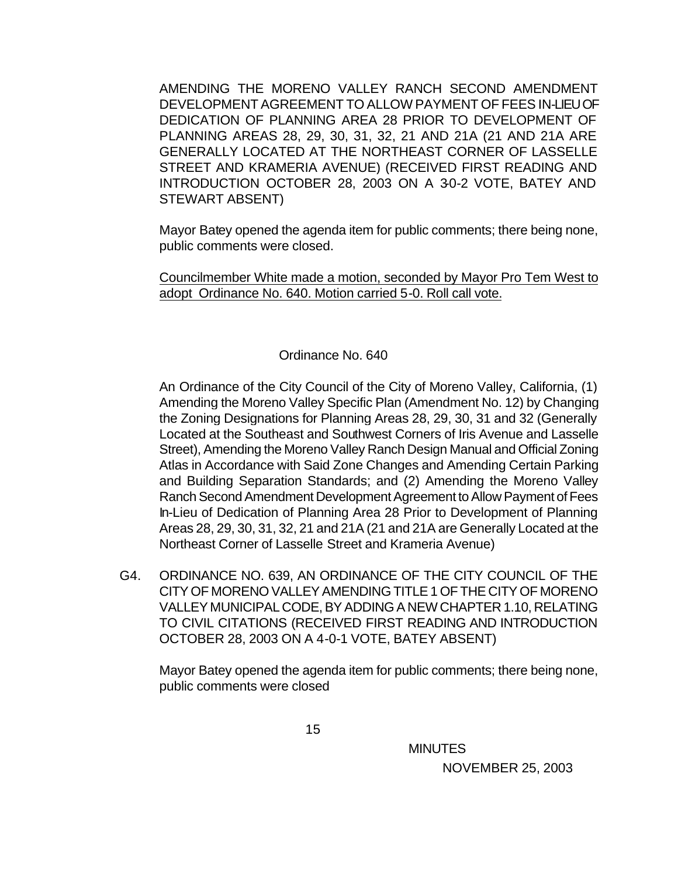AMENDING THE MORENO VALLEY RANCH SECOND AMENDMENT DEVELOPMENT AGREEMENT TO ALLOW PAYMENT OF FEES IN-LIEU OF DEDICATION OF PLANNING AREA 28 PRIOR TO DEVELOPMENT OF PLANNING AREAS 28, 29, 30, 31, 32, 21 AND 21A (21 AND 21A ARE GENERALLY LOCATED AT THE NORTHEAST CORNER OF LASSELLE STREET AND KRAMERIA AVENUE) (RECEIVED FIRST READING AND INTRODUCTION OCTOBER 28, 2003 ON A 3-0-2 VOTE, BATEY AND STEWART ABSENT)

Mayor Batey opened the agenda item for public comments; there being none, public comments were closed.

Councilmember White made a motion, seconded by Mayor Pro Tem West to adopt Ordinance No. 640. Motion carried 5-0. Roll call vote.

Ordinance No. 640

An Ordinance of the City Council of the City of Moreno Valley, California, (1) Amending the Moreno Valley Specific Plan (Amendment No. 12) by Changing the Zoning Designations for Planning Areas 28, 29, 30, 31 and 32 (Generally Located at the Southeast and Southwest Corners of Iris Avenue and Lasselle Street), Amending the Moreno Valley Ranch Design Manual and Official Zoning Atlas in Accordance with Said Zone Changes and Amending Certain Parking and Building Separation Standards; and (2) Amending the Moreno Valley Ranch Second Amendment Development Agreement to Allow Payment of Fees In-Lieu of Dedication of Planning Area 28 Prior to Development of Planning Areas 28, 29, 30, 31, 32, 21 and 21A (21 and 21A are Generally Located at the Northeast Corner of Lasselle Street and Krameria Avenue)

G4. ORDINANCE NO. 639, AN ORDINANCE OF THE CITY COUNCIL OF THE CITY OF MORENO VALLEY AMENDING TITLE 1 OF THE CITY OF MORENO VALLEY MUNICIPAL CODE, BY ADDING A NEW CHAPTER 1.10, RELATING TO CIVIL CITATIONS (RECEIVED FIRST READING AND INTRODUCTION OCTOBER 28, 2003 ON A 4-0-1 VOTE, BATEY ABSENT)

Mayor Batey opened the agenda item for public comments; there being none, public comments were closed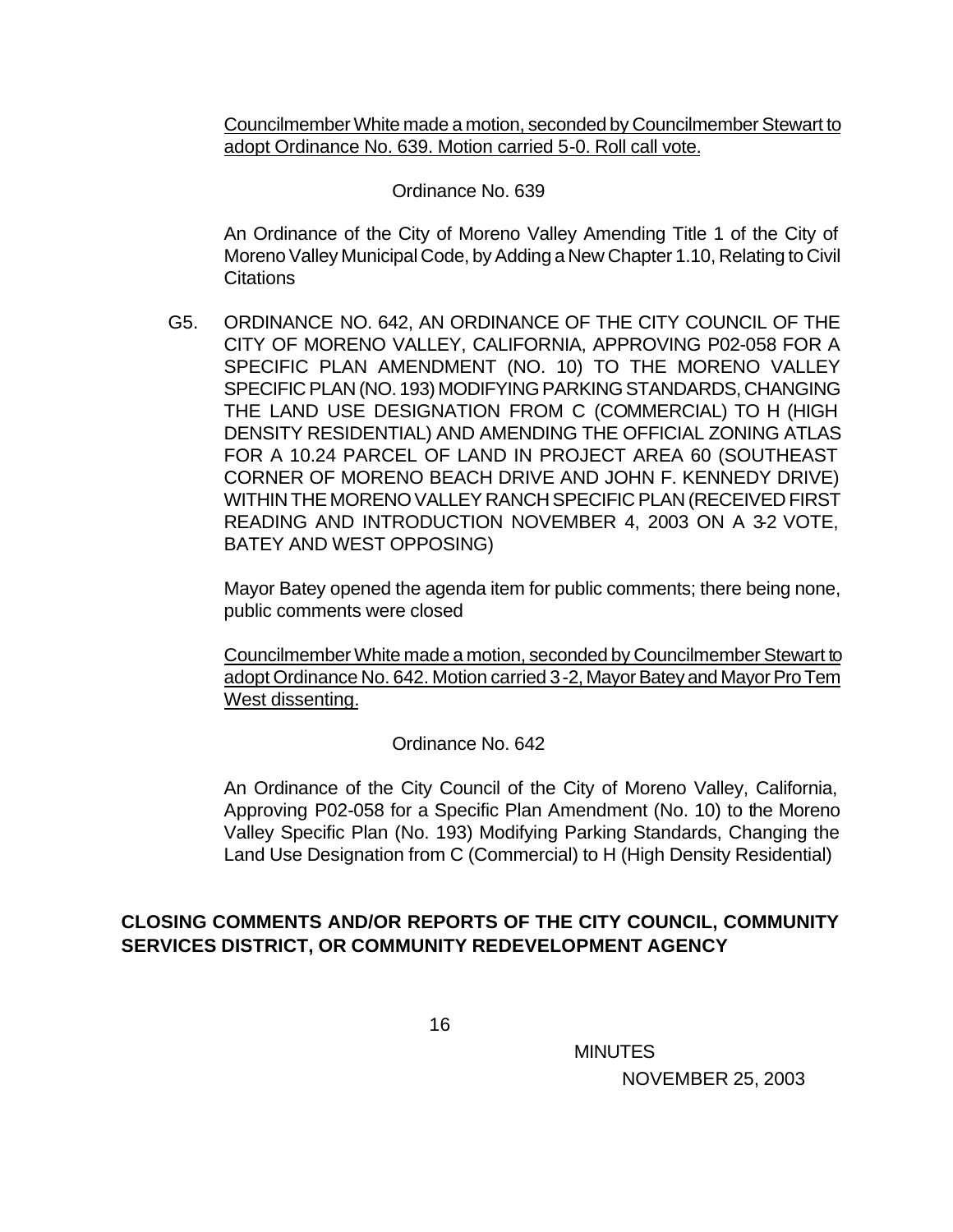Councilmember White made a motion, seconded by Councilmember Stewart to adopt Ordinance No. 639. Motion carried 5-0. Roll call vote.

Ordinance No. 639

An Ordinance of the City of Moreno Valley Amending Title 1 of the City of Moreno Valley Municipal Code, by Adding a New Chapter 1.10, Relating to Civil Citations

G5. ORDINANCE NO. 642, AN ORDINANCE OF THE CITY COUNCIL OF THE CITY OF MORENO VALLEY, CALIFORNIA, APPROVING P02-058 FOR A SPECIFIC PLAN AMENDMENT (NO. 10) TO THE MORENO VALLEY SPECIFIC PLAN (NO. 193) MODIFYING PARKING STANDARDS, CHANGING THE LAND USE DESIGNATION FROM C (COMMERCIAL) TO H (HIGH DENSITY RESIDENTIAL) AND AMENDING THE OFFICIAL ZONING ATLAS FOR A 10.24 PARCEL OF LAND IN PROJECT AREA 60 (SOUTHEAST CORNER OF MORENO BEACH DRIVE AND JOHN F. KENNEDY DRIVE) WITHIN THE MORENO VALLEY RANCH SPECIFIC PLAN (RECEIVED FIRST READING AND INTRODUCTION NOVEMBER 4, 2003 ON A 3-2 VOTE, BATEY AND WEST OPPOSING)

Mayor Batey opened the agenda item for public comments; there being none, public comments were closed

Councilmember White made a motion, seconded by Councilmember Stewart to adopt Ordinance No. 642. Motion carried 3-2, Mayor Batey and Mayor Pro Tem West dissenting.

Ordinance No. 642

An Ordinance of the City Council of the City of Moreno Valley, California, Approving P02-058 for a Specific Plan Amendment (No. 10) to the Moreno Valley Specific Plan (No. 193) Modifying Parking Standards, Changing the Land Use Designation from C (Commercial) to H (High Density Residential)

## CLOSING COMMENTS AND/OR REPORTS OF THE CITY COUNCIL, COMMUNITY SERVICES DISTRICT, OR COMMUNITY REDEVELOPMENT AGENCY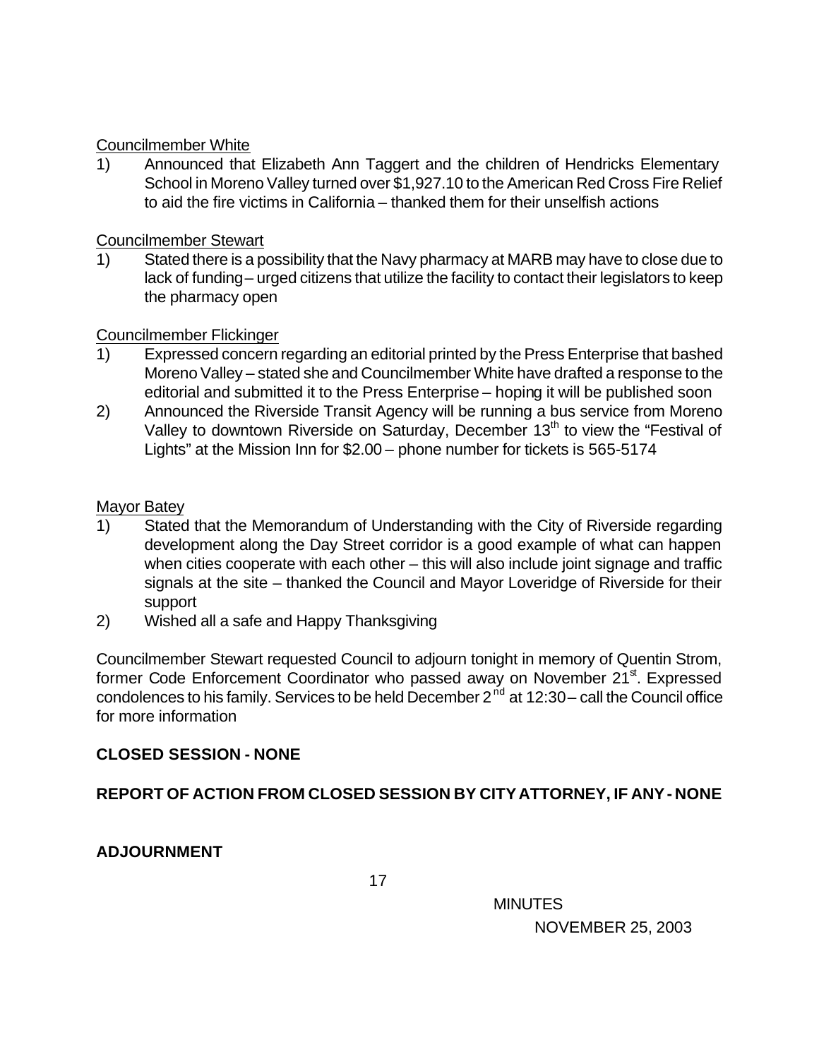Councilmember White

1) Announced that Elizabeth Ann Taggert and the children of Hendricks Elementary School in Moreno Valley turned over $1,927.10 to the American Red Cross Fire Relief to aid the fire victims in California – thanked them for their unselfish actions

Councilmember Stewart

1) Stated there is a possibility that the Navy pharmacy at MARB may have to close due to lack of funding – urged citizens that utilize the facility to contact their legislators to keep the pharmacy open

Councilmember Flickinger

1) Expressed concern regarding an editorial printed by the Press Enterprise that bashed Moreno Valley – stated she and Councilmember White have drafted a response to the editorial and submitted it to the Press Enterprise – hoping it will be published soon
2) Announced the Riverside Transit Agency will be running a bus service from Moreno Valley to downtown Riverside on Saturday, December 13th to view the "Festival of Lights" at the Mission Inn for $2.00 – phone number for tickets is 565-5174

Mayor Batey

1) Stated that the Memorandum of Understanding with the City of Riverside regarding development along the Day Street corridor is a good example of what can happen when cities cooperate with each other – this will also include joint signage and traffic signals at the site – thanked the Council and Mayor Loveridge of Riverside for their support
2) Wished all a safe and Happy Thanksgiving

Councilmember Stewart requested Council to adjourn tonight in memory of Quentin Strom, former Code Enforcement Coordinator who passed away on November 21st. Expressed condolences to his family. Services to be held December 2nd at 12:30 – call the Council office for more information

**CLOSED SESSION - NONE**

**REPORT OF ACTION FROM CLOSED SESSION BY CITY ATTORNEY, IF ANY - NONE**

**ADJOURNMENT**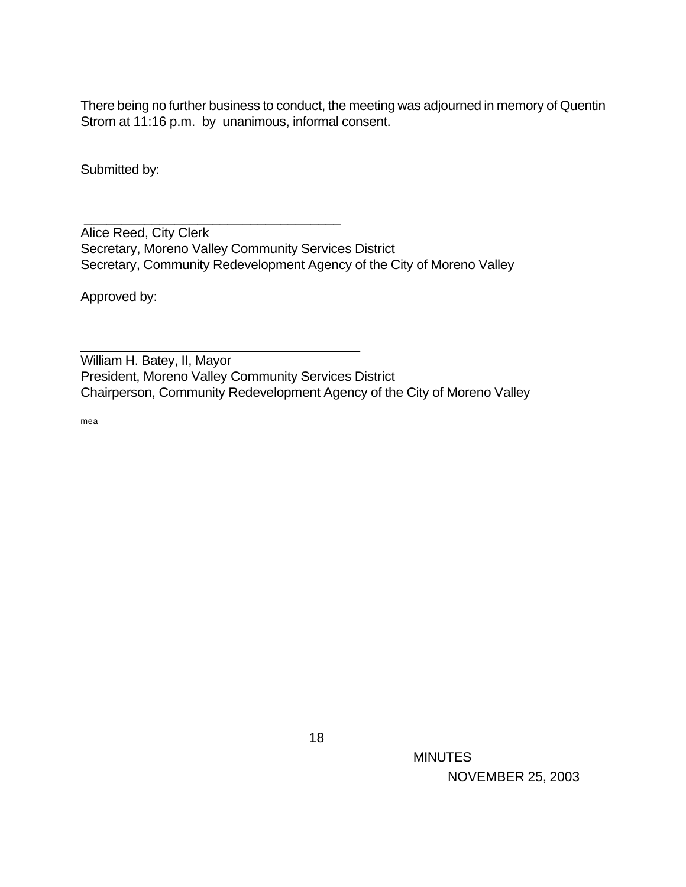There being no further business to conduct, the meeting was adjourned in memory of Quentin Strom at 11:16 p.m. by unanimous, informal consent.

Submitted by:

\_\_\_\_\_\_\_\_\_\_\_\_\_\_\_\_\_\_\_\_\_\_\_\_\_\_\_\_\_\_\_\_\_\_\_\_\_\_

Alice Reed, City Clerk
Secretary, Moreno Valley Community Services District
Secretary, Community Redevelopment Agency of the City of Moreno Valley

Approved by:

\_\_\_\_\_\_\_\_\_\_\_\_\_\_\_\_\_\_\_\_\_\_\_\_\_\_\_\_\_\_\_\_\_\_\_\_\_\_

William H. Batey, II, Mayor
President, Moreno Valley Community Services District
Chairperson, Community Redevelopment Agency of the City of Moreno Valley

mea